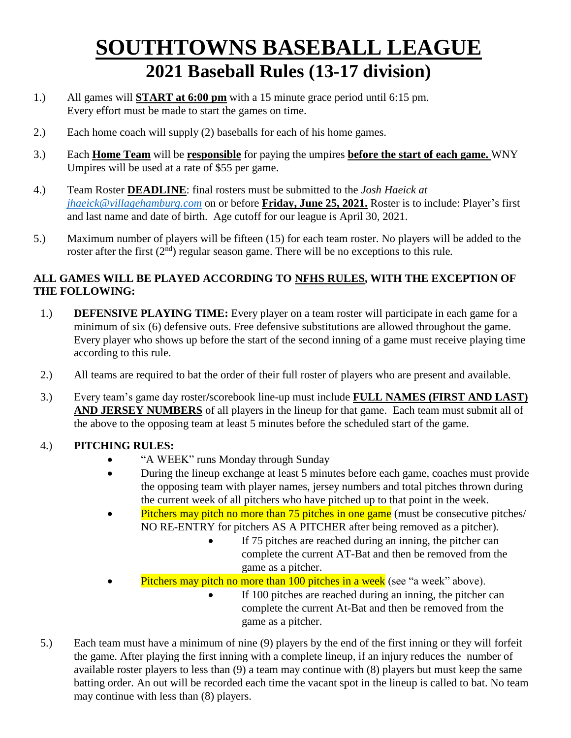# SOUTHTOWNS BASEBALL LEAGUE

## 2021 Baseball Rules (13-17 division)

1.) All games will **START at 6:00 pm** with a 15 minute grace period until 6:15 pm. Every effort must be made to start the games on time.

2.) Each home coach will supply (2) baseballs for each of his home games.

3.) Each **Home Team** will be **responsible** for paying the umpires **before the start of each game.** WNY Umpires will be used at a rate of $55 per game.

4.) Team Roster **DEADLINE**: final rosters must be submitted to the *Josh Haeick at jhaeick@villagehamburg.com* on or before **Friday, June 25, 2021.** Roster is to include: Player's first and last name and date of birth. Age cutoff for our league is April 30, 2021.

5.) Maximum number of players will be fifteen (15) for each team roster. No players will be added to the roster after the first (2nd) regular season game. There will be no exceptions to this rule.

**ALL GAMES WILL BE PLAYED ACCORDING TO NFHS RULES, WITH THE EXCEPTION OF THE FOLLOWING:**

1.) **DEFENSIVE PLAYING TIME:** Every player on a team roster will participate in each game for a minimum of six (6) defensive outs. Free defensive substitutions are allowed throughout the game. Every player who shows up before the start of the second inning of a game must receive playing time according to this rule.

2.) All teams are required to bat the order of their full roster of players who are present and available.

3.) Every team's game day roster/scorebook line-up must include **FULL NAMES (FIRST AND LAST) AND JERSEY NUMBERS** of all players in the lineup for that game. Each team must submit all of the above to the opposing team at least 5 minutes before the scheduled start of the game.

4.) **PITCHING RULES:**
- "A WEEK" runs Monday through Sunday
- During the lineup exchange at least 5 minutes before each game, coaches must provide the opposing team with player names, jersey numbers and total pitches thrown during the current week of all pitchers who have pitched up to that point in the week.
- Pitchers may pitch no more than 75 pitches in one game (must be consecutive pitches/ NO RE-ENTRY for pitchers AS A PITCHER after being removed as a pitcher).
  - If 75 pitches are reached during an inning, the pitcher can complete the current AT-Bat and then be removed from the game as a pitcher.
- Pitchers may pitch no more than 100 pitches in a week (see "a week" above).
  - If 100 pitches are reached during an inning, the pitcher can complete the current At-Bat and then be removed from the game as a pitcher.

5.) Each team must have a minimum of nine (9) players by the end of the first inning or they will forfeit the game. After playing the first inning with a complete lineup, if an injury reduces the number of available roster players to less than (9) a team may continue with (8) players but must keep the same batting order. An out will be recorded each time the vacant spot in the lineup is called to bat. No team may continue with less than (8) players.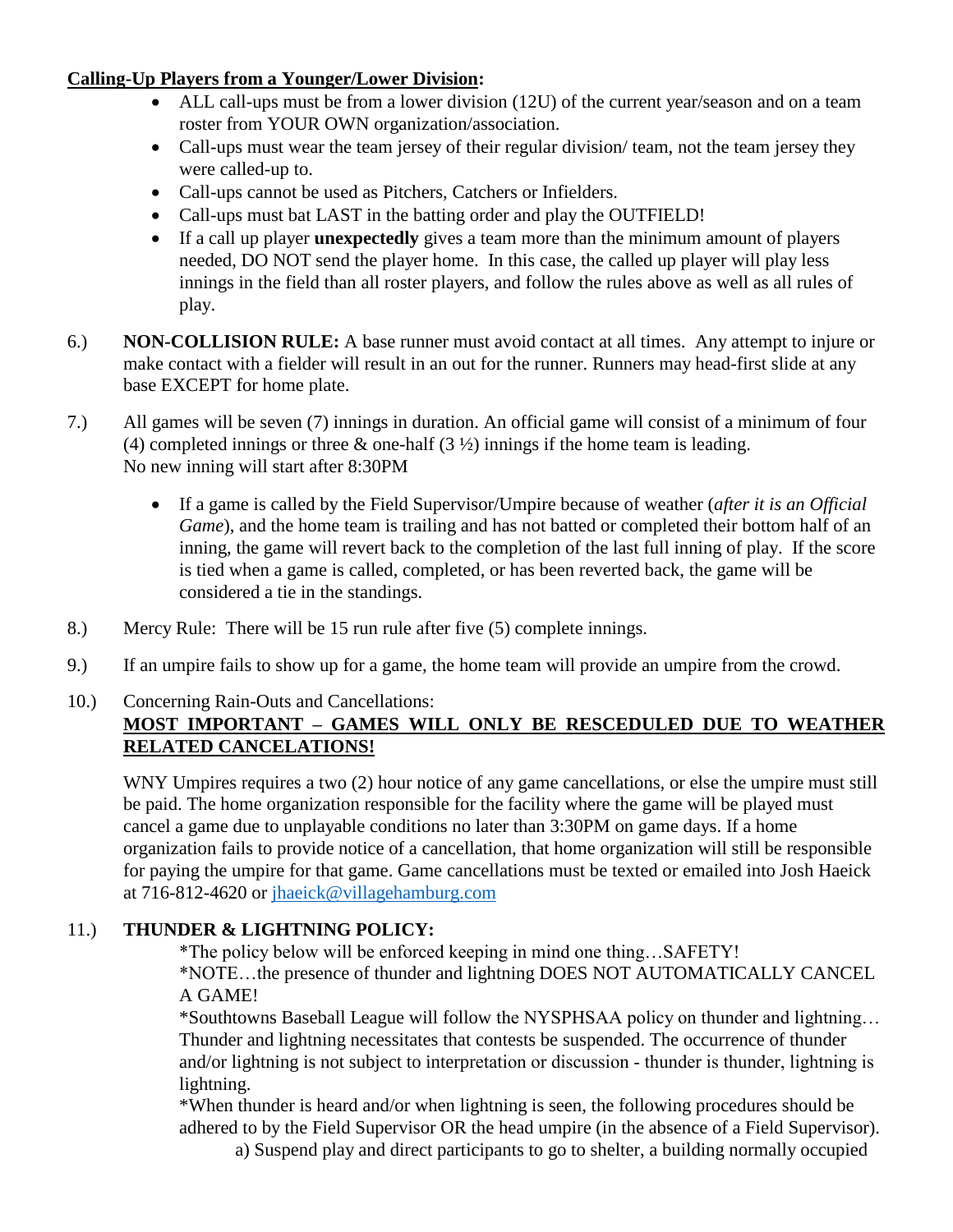**<u>Calling-Up Players from a Younger/Lower Division</u>:**

- ALL call-ups must be from a lower division (12U) of the current year/season and on a team roster from YOUR OWN organization/association.
- Call-ups must wear the team jersey of their regular division/ team, not the team jersey they were called-up to.
- Call-ups cannot be used as Pitchers, Catchers or Infielders.
- Call-ups must bat LAST in the batting order and play the OUTFIELD!
- If a call up player **unexpectedly** gives a team more than the minimum amount of players needed, DO NOT send the player home. In this case, the called up player will play less innings in the field than all roster players, and follow the rules above as well as all rules of play.

6.) **NON-COLLISION RULE:** A base runner must avoid contact at all times. Any attempt to injure or make contact with a fielder will result in an out for the runner. Runners may head-first slide at any base EXCEPT for home plate.

7.) All games will be seven (7) innings in duration. An official game will consist of a minimum of four (4) completed innings or three & one-half (3 ½) innings if the home team is leading. No new inning will start after 8:30PM

- If a game is called by the Field Supervisor/Umpire because of weather (*after it is an Official Game*), and the home team is trailing and has not batted or completed their bottom half of an inning, the game will revert back to the completion of the last full inning of play. If the score is tied when a game is called, completed, or has been reverted back, the game will be considered a tie in the standings.

8.) Mercy Rule: There will be 15 run rule after five (5) complete innings.

9.) If an umpire fails to show up for a game, the home team will provide an umpire from the crowd.

10.) Concerning Rain-Outs and Cancellations:
**<u>MOST IMPORTANT – GAMES WILL ONLY BE RESCEDULED DUE TO WEATHER RELATED CANCELATIONS!</u>**

WNY Umpires requires a two (2) hour notice of any game cancellations, or else the umpire must still be paid. The home organization responsible for the facility where the game will be played must cancel a game due to unplayable conditions no later than 3:30PM on game days. If a home organization fails to provide notice of a cancellation, that home organization will still be responsible for paying the umpire for that game. Game cancellations must be texted or emailed into Josh Haeick at 716-812-4620 or jhaeick@villagehamburg.com

11.) **THUNDER & LIGHTNING POLICY:**

*The policy below will be enforced keeping in mind one thing…SAFETY!

*NOTE…the presence of thunder and lightning DOES NOT AUTOMATICALLY CANCEL A GAME!

*Southtowns Baseball League will follow the NYSPHSAA policy on thunder and lightning… Thunder and lightning necessitates that contests be suspended. The occurrence of thunder and/or lightning is not subject to interpretation or discussion - thunder is thunder, lightning is lightning.

*When thunder is heard and/or when lightning is seen, the following procedures should be adhered to by the Field Supervisor OR the head umpire (in the absence of a Field Supervisor).

a) Suspend play and direct participants to go to shelter, a building normally occupied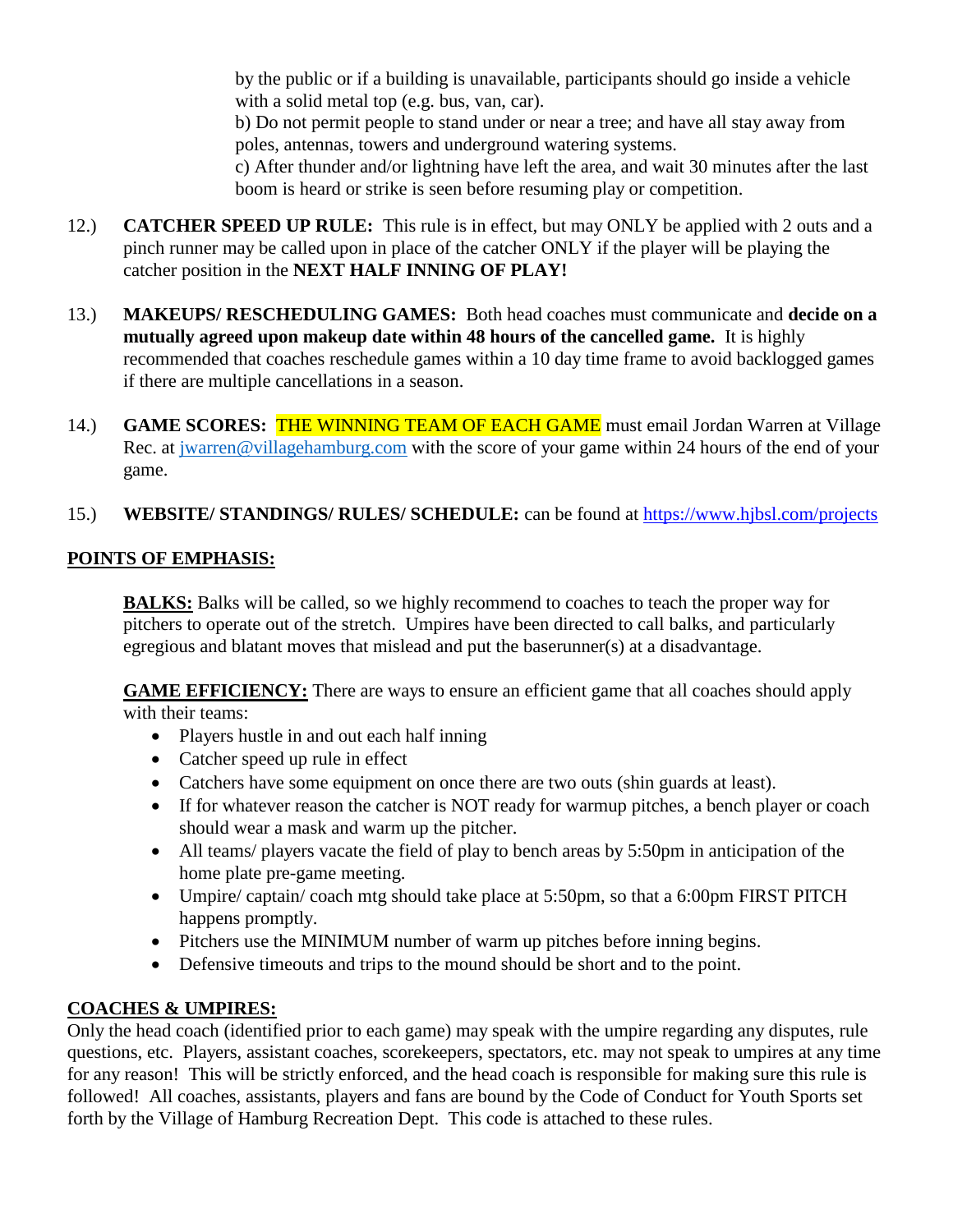by the public or if a building is unavailable, participants should go inside a vehicle with a solid metal top (e.g. bus, van, car).
b) Do not permit people to stand under or near a tree; and have all stay away from poles, antennas, towers and underground watering systems.
c) After thunder and/or lightning have left the area, and wait 30 minutes after the last boom is heard or strike is seen before resuming play or competition.

12.) **CATCHER SPEED UP RULE:** This rule is in effect, but may ONLY be applied with 2 outs and a pinch runner may be called upon in place of the catcher ONLY if the player will be playing the catcher position in the **NEXT HALF INNING OF PLAY!**

13.) **MAKEUPS/ RESCHEDULING GAMES:** Both head coaches must communicate and **decide on a mutually agreed upon makeup date within 48 hours of the cancelled game.** It is highly recommended that coaches reschedule games within a 10 day time frame to avoid backlogged games if there are multiple cancellations in a season.

14.) **GAME SCORES:** THE WINNING TEAM OF EACH GAME must email Jordan Warren at Village Rec. at jwarren@villagehamburg.com with the score of your game within 24 hours of the end of your game.

15.) **WEBSITE/ STANDINGS/ RULES/ SCHEDULE:** can be found at https://www.hjbsl.com/projects

## POINTS OF EMPHASIS:

**BALKS:** Balks will be called, so we highly recommend to coaches to teach the proper way for pitchers to operate out of the stretch. Umpires have been directed to call balks, and particularly egregious and blatant moves that mislead and put the baserunner(s) at a disadvantage.

**GAME EFFICIENCY:** There are ways to ensure an efficient game that all coaches should apply with their teams:

- Players hustle in and out each half inning
- Catcher speed up rule in effect
- Catchers have some equipment on once there are two outs (shin guards at least).
- If for whatever reason the catcher is NOT ready for warmup pitches, a bench player or coach should wear a mask and warm up the pitcher.
- All teams/ players vacate the field of play to bench areas by 5:50pm in anticipation of the home plate pre-game meeting.
- Umpire/ captain/ coach mtg should take place at 5:50pm, so that a 6:00pm FIRST PITCH happens promptly.
- Pitchers use the MINIMUM number of warm up pitches before inning begins.
- Defensive timeouts and trips to the mound should be short and to the point.

## COACHES & UMPIRES:

Only the head coach (identified prior to each game) may speak with the umpire regarding any disputes, rule questions, etc. Players, assistant coaches, scorekeepers, spectators, etc. may not speak to umpires at any time for any reason! This will be strictly enforced, and the head coach is responsible for making sure this rule is followed! All coaches, assistants, players and fans are bound by the Code of Conduct for Youth Sports set forth by the Village of Hamburg Recreation Dept. This code is attached to these rules.